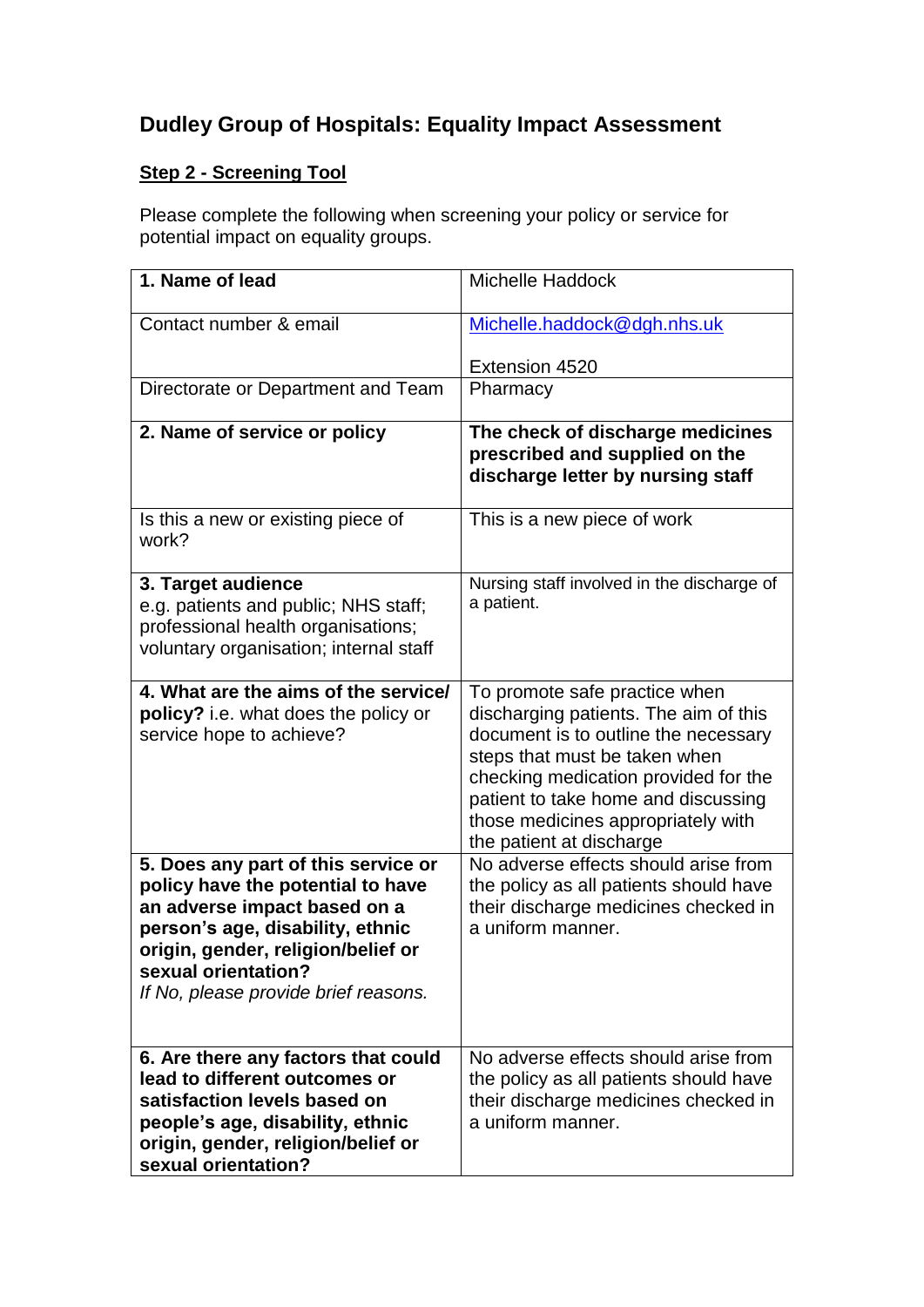# Dudley Group of Hospitals: Equality Impact Assessment

**Step 2 - Screening Tool**

Please complete the following when screening your policy or service for potential impact on equality groups.

| | |
|---|---|
| **1. Name of lead** | Michelle Haddock |
| Contact number & email | Michelle.haddock@dgh.nhs.uk<br><br>Extension 4520 |
| Directorate or Department and Team | Pharmacy |
| **2. Name of service or policy** | **The check of discharge medicines prescribed and supplied on the discharge letter by nursing staff** |
| Is this a new or existing piece of work? | This is a new piece of work |
| **3. Target audience**<br>e.g. patients and public; NHS staff; professional health organisations; voluntary organisation; internal staff | Nursing staff involved in the discharge of a patient. |
| **4. What are the aims of the service/ policy?** i.e. what does the policy or service hope to achieve? | To promote safe practice when discharging patients. The aim of this document is to outline the necessary steps that must be taken when checking medication provided for the patient to take home and discussing those medicines appropriately with the patient at discharge |
| **5. Does any part of this service or policy have the potential to have an adverse impact based on a person's age, disability, ethnic origin, gender, religion/belief or sexual orientation?**<br>*If No, please provide brief reasons.* | No adverse effects should arise from the policy as all patients should have their discharge medicines checked in a uniform manner. |
| **6. Are there any factors that could lead to different outcomes or satisfaction levels based on people's age, disability, ethnic origin, gender, religion/belief or sexual orientation?** | No adverse effects should arise from the policy as all patients should have their discharge medicines checked in a uniform manner. |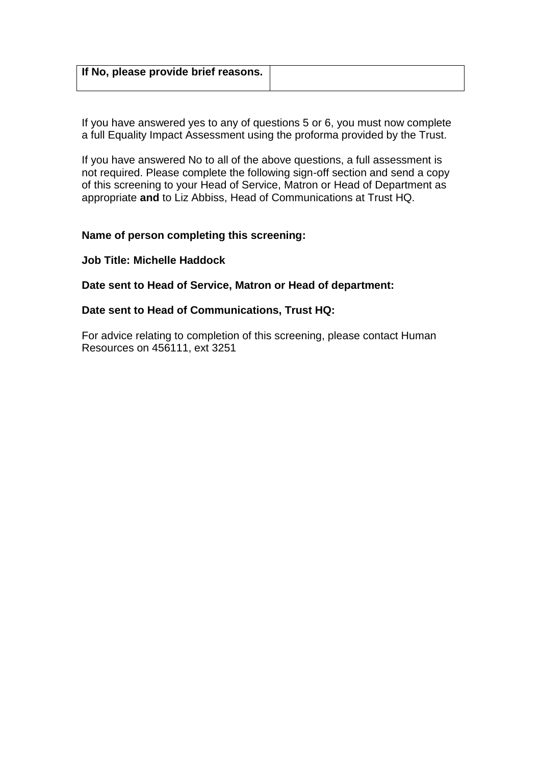| | |
|---|---|
| **If No, please provide brief reasons.** | |

If you have answered yes to any of questions 5 or 6, you must now complete a full Equality Impact Assessment using the proforma provided by the Trust.

If you have answered No to all of the above questions, a full assessment is not required. Please complete the following sign-off section and send a copy of this screening to your Head of Service, Matron or Head of Department as appropriate **and** to Liz Abbiss, Head of Communications at Trust HQ.

**Name of person completing this screening:**

**Job Title: Michelle Haddock**

**Date sent to Head of Service, Matron or Head of department:**

**Date sent to Head of Communications, Trust HQ:**

For advice relating to completion of this screening, please contact Human Resources on 456111, ext 3251